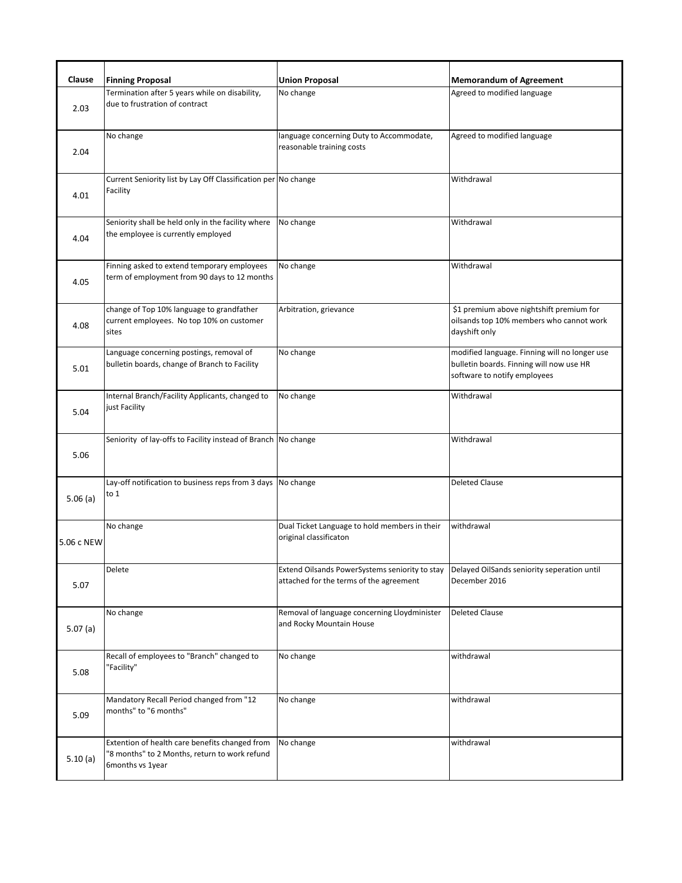| Clause | Finning Proposal | Union Proposal | Memorandum of Agreement |
|---|---|---|---|
| 2.03 | Termination after 5 years while on disability, due to frustration of contract | No change | Agreed to modified language |
| 2.04 | No change | language concerning Duty to Accommodate, reasonable training costs | Agreed to modified language |
| 4.01 | Current Seniority list by Lay Off Classification per Facility | No change | Withdrawal |
| 4.04 | Seniority shall be held only in the facility where the employee is currently employed | No change | Withdrawal |
| 4.05 | Finning asked to extend temporary employees term of employment from 90 days to 12 months | No change | Withdrawal |
| 4.08 | change of Top 10% language to grandfather current employees. No top 10% on customer sites | Arbitration, grievance | $1 premium above nightshift premium for oilsands top 10% members who cannot work dayshift only |
| 5.01 | Language concerning postings, removal of bulletin boards, change of Branch to Facility | No change | modified language. Finning will no longer use bulletin boards. Finning will now use HR software to notify employees |
| 5.04 | Internal Branch/Facility Applicants, changed to just Facility | No change | Withdrawal |
| 5.06 | Seniority of lay-offs to Facility instead of Branch | No change | Withdrawal |
| 5.06 (a) | Lay-off notification to business reps from 3 days to 1 | No change | Deleted Clause |
| 5.06 c NEW | No change | Dual Ticket Language to hold members in their original classificaton | withdrawal |
| 5.07 | Delete | Extend Oilsands PowerSystems seniority to stay attached for the terms of the agreement | Delayed OilSands seniority seperation until December 2016 |
| 5.07 (a) | No change | Removal of language concerning Lloydminister and Rocky Mountain House | Deleted Clause |
| 5.08 | Recall of employees to "Branch" changed to "Facility" | No change | withdrawal |
| 5.09 | Mandatory Recall Period changed from "12 months" to "6 months" | No change | withdrawal |
| 5.10 (a) | Extention of health care benefits changed from "8 months" to 2 Months, return to work refund 6months vs 1year | No change | withdrawal |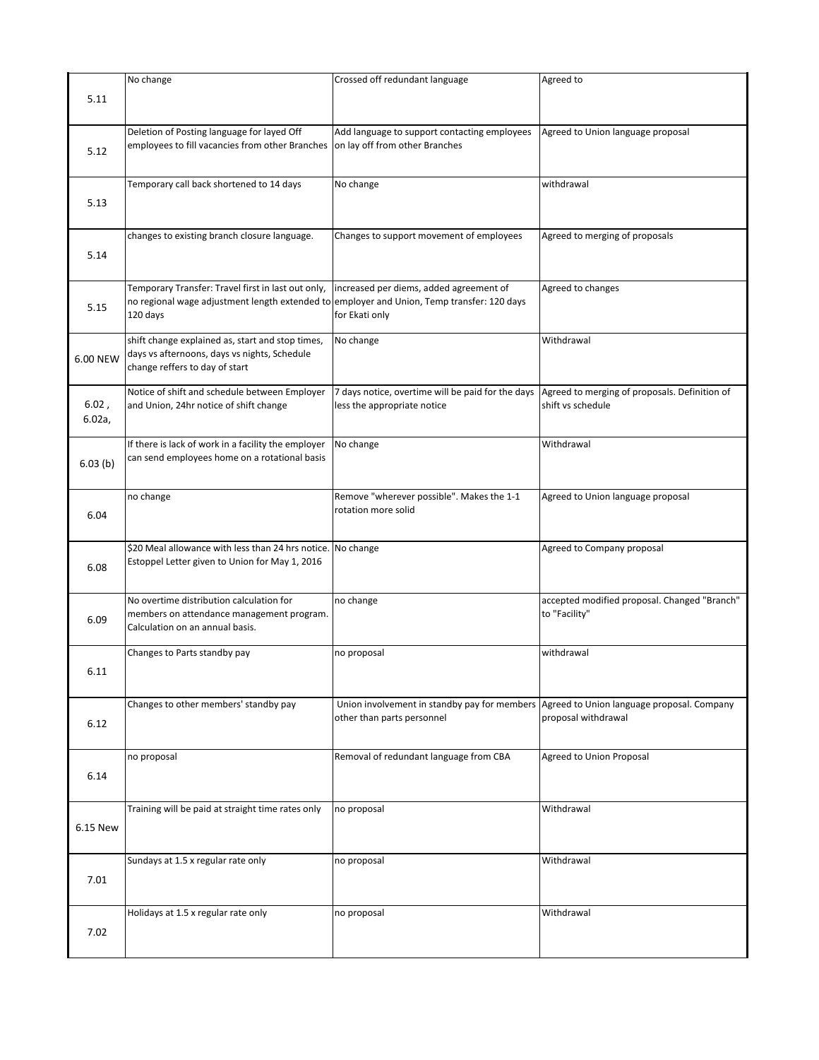| | | | |
|---|---|---|---|
| 5.11 | No change | Crossed off redundant language | Agreed to |
| 5.12 | Deletion of Posting language for layed Off employees to fill vacancies from other Branches | Add language to support contacting employees on lay off from other Branches | Agreed to Union language proposal |
| 5.13 | Temporary call back shortened to 14 days | No change | withdrawal |
| 5.14 | changes to existing branch closure language. | Changes to support movement of employees | Agreed to merging of proposals |
| 5.15 | Temporary Transfer: Travel first in last out only, no regional wage adjustment length extended to 120 days | increased per diems, added agreement of employer and Union, Temp transfer: 120 days for Ekati only | Agreed to changes |
| 6.00 NEW | shift change explained as, start and stop times, days vs afternoons, days vs nights, Schedule change reffers to day of start | No change | Withdrawal |
| 6.02 , 6.02a, | Notice of shift and schedule between Employer and Union, 24hr notice of shift change | 7 days notice, overtime will be paid for the days less the appropriate notice | Agreed to merging of proposals. Definition of shift vs schedule |
| 6.03 (b) | If there is lack of work in a facility the employer can send employees home on a rotational basis | No change | Withdrawal |
| 6.04 | no change | Remove "wherever possible". Makes the 1-1 rotation more solid | Agreed to Union language proposal |
| 6.08 | $20 Meal allowance with less than 24 hrs notice. Estoppel Letter given to Union for May 1, 2016 | No change | Agreed to Company proposal |
| 6.09 | No overtime distribution calculation for members on attendance management program. Calculation on an annual basis. | no change | accepted modified proposal. Changed "Branch" to "Facility" |
| 6.11 | Changes to Parts standby pay | no proposal | withdrawal |
| 6.12 | Changes to other members' standby pay | Union involvement in standby pay for members other than parts personnel | Agreed to Union language proposal. Company proposal withdrawal |
| 6.14 | no proposal | Removal of redundant language from CBA | Agreed to Union Proposal |
| 6.15 New | Training will be paid at straight time rates only | no proposal | Withdrawal |
| 7.01 | Sundays at 1.5 x regular rate only | no proposal | Withdrawal |
| 7.02 | Holidays at 1.5 x regular rate only | no proposal | Withdrawal |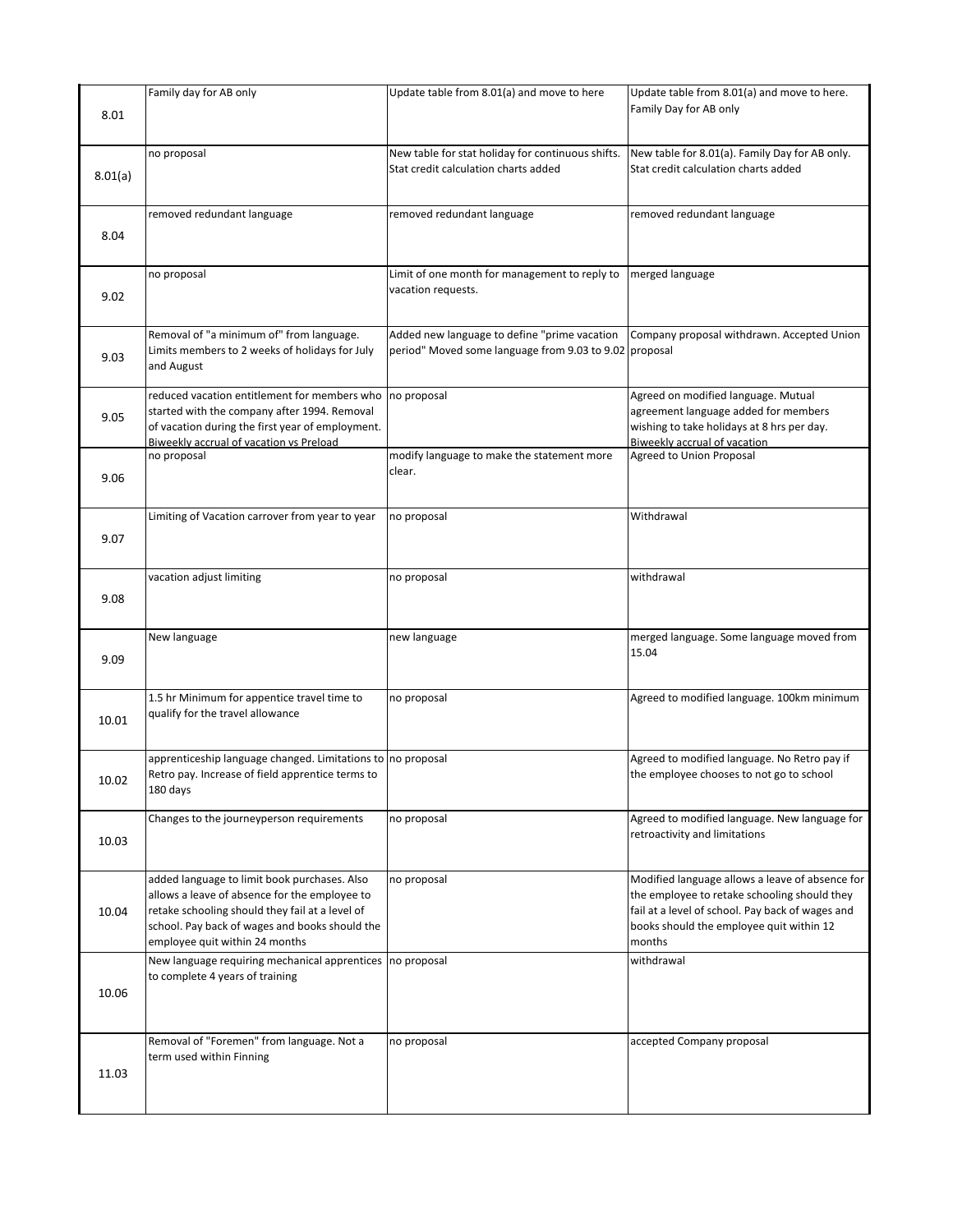| | | | |
|---|---|---|---|
| 8.01 | Family day for AB only | Update table from 8.01(a) and move to here | Update table from 8.01(a) and move to here. Family Day for AB only |
| 8.01(a) | no proposal | New table for stat holiday for continuous shifts. Stat credit calculation charts added | New table for 8.01(a). Family Day for AB only. Stat credit calculation charts added |
| 8.04 | removed redundant language | removed redundant language | removed redundant language |
| 9.02 | no proposal | Limit of one month for management to reply to vacation requests. | merged language |
| 9.03 | Removal of "a minimum of" from language. Limits members to 2 weeks of holidays for July and August | Added new language to define "prime vacation period" Moved some language from 9.03 to 9.02 | Company proposal withdrawn. Accepted Union proposal |
| 9.05 | reduced vacation entitlement for members who started with the company after 1994. Removal of vacation during the first year of employment. Biweekly accrual of vacation vs Preload | no proposal | Agreed on modified language. Mutual agreement language added for members wishing to take holidays at 8 hrs per day. Biweekly accrual of vacation |
| 9.06 | no proposal | modify language to make the statement more clear. | Agreed to Union Proposal |
| 9.07 | Limiting of Vacation carrover from year to year | no proposal | Withdrawal |
| 9.08 | vacation adjust limiting | no proposal | withdrawal |
| 9.09 | New language | new language | merged language. Some language moved from 15.04 |
| 10.01 | 1.5 hr Minimum for appentice travel time to qualify for the travel allowance | no proposal | Agreed to modified language. 100km minimum |
| 10.02 | apprenticeship language changed. Limitations to Retro pay. Increase of field apprentice terms to 180 days | no proposal | Agreed to modified language. No Retro pay if the employee chooses to not go to school |
| 10.03 | Changes to the journeyperson requirements | no proposal | Agreed to modified language. New language for retroactivity and limitations |
| 10.04 | added language to limit book purchases. Also allows a leave of absence for the employee to retake schooling should they fail at a level of school. Pay back of wages and books should the employee quit within 24 months | no proposal | Modified language allows a leave of absence for the employee to retake schooling should they fail at a level of school. Pay back of wages and books should the employee quit within 12 months |
| 10.06 | New language requiring mechanical apprentices to complete 4 years of training | no proposal | withdrawal |
| 11.03 | Removal of "Foremen" from language. Not a term used within Finning | no proposal | accepted Company proposal |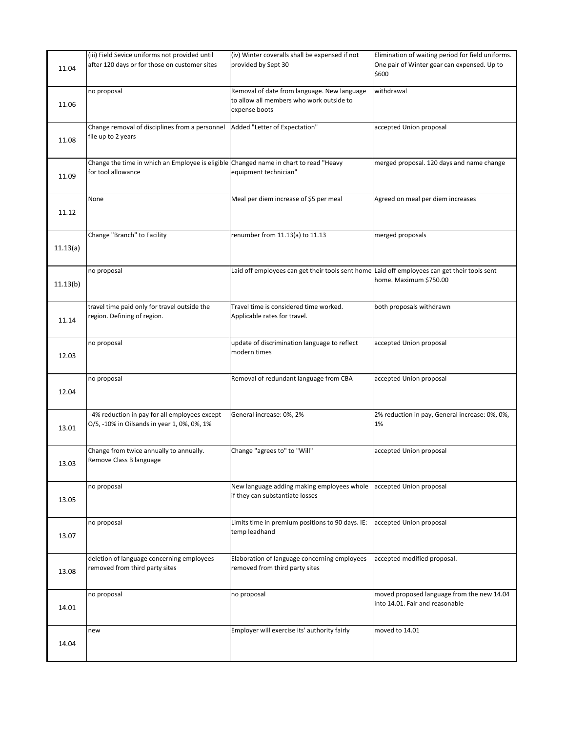| | | | |
|---|---|---|---|
| 11.04 | (iii) Field Sevice uniforms not provided until after 120 days or for those on customer sites | (iv) Winter coveralls shall be expensed if not provided by Sept 30 | Elimination of waiting period for field uniforms. One pair of Winter gear can expensed. Up to $600 |
| 11.06 | no proposal | Removal of date from language. New language to allow all members who work outside to expense boots | withdrawal |
| 11.08 | Change removal of disciplines from a personnel file up to 2 years | Added "Letter of Expectation" | accepted Union proposal |
| 11.09 | Change the time in which an Employee is eligible for tool allowance | Changed name in chart to read "Heavy equipment technician" | merged proposal. 120 days and name change |
| 11.12 | None | Meal per diem increase of $5 per meal | Agreed on meal per diem increases |
| 11.13(a) | Change "Branch" to Facility | renumber from 11.13(a) to 11.13 | merged proposals |
| 11.13(b) | no proposal | Laid off employees can get their tools sent home | Laid off employees can get their tools sent home. Maximum $750.00 |
| 11.14 | travel time paid only for travel outside the region. Defining of region. | Travel time is considered time worked. Applicable rates for travel. | both proposals withdrawn |
| 12.03 | no proposal | update of discrimination language to reflect modern times | accepted Union proposal |
| 12.04 | no proposal | Removal of redundant language from CBA | accepted Union proposal |
| 13.01 | -4% reduction in pay for all employees except O/S, -10% in Oilsands in year 1, 0%, 0%, 1% | General increase: 0%, 2% | 2% reduction in pay, General increase: 0%, 0%, 1% |
| 13.03 | Change from twice annually to annually. Remove Class B language | Change "agrees to" to "Will" | accepted Union proposal |
| 13.05 | no proposal | New language adding making employees whole if they can substantiate losses | accepted Union proposal |
| 13.07 | no proposal | Limits time in premium positions to 90 days. IE: temp leadhand | accepted Union proposal |
| 13.08 | deletion of language concerning employees removed from third party sites | Elaboration of language concerning employees removed from third party sites | accepted modified proposal. |
| 14.01 | no proposal | no proposal | moved proposed language from the new 14.04 into 14.01. Fair and reasonable |
| 14.04 | new | Employer will exercise its' authority fairly | moved to 14.01 |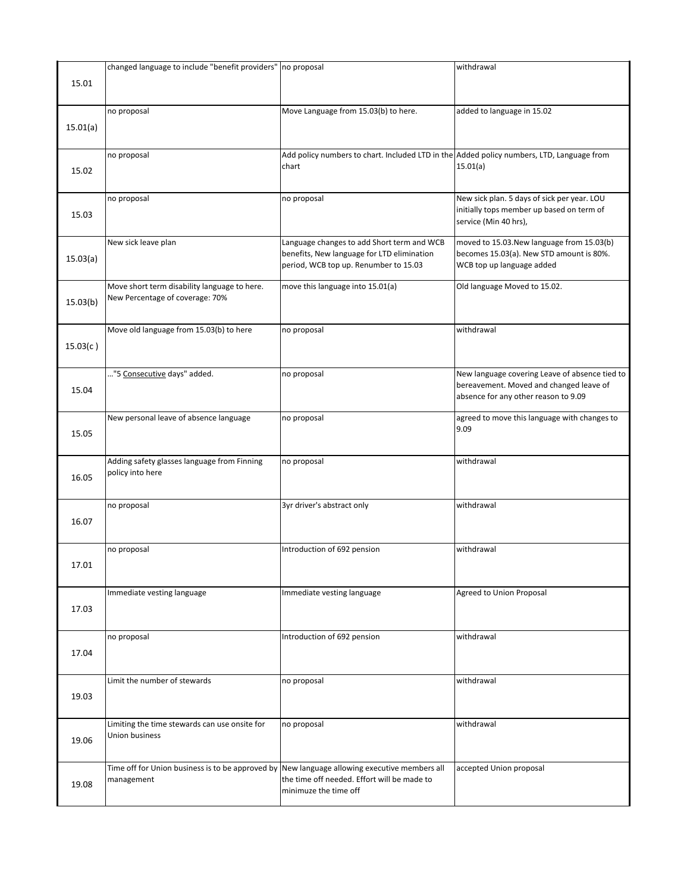| | | | |
|---|---|---|---|
| 15.01 | changed language to include "benefit providers" | no proposal | withdrawal |
| 15.01(a) | no proposal | Move Language from 15.03(b) to here. | added to language in 15.02 |
| 15.02 | no proposal | Add policy numbers to chart. Included LTD in the chart | Added policy numbers, LTD, Language from 15.01(a) |
| 15.03 | no proposal | no proposal | New sick plan. 5 days of sick per year. LOU initially tops member up based on term of service (Min 40 hrs), |
| 15.03(a) | New sick leave plan | Language changes to add Short term and WCB benefits, New language for LTD elimination period, WCB top up. Renumber to 15.03 | moved to 15.03.New language from 15.03(b) becomes 15.03(a). New STD amount is 80%. WCB top up language added |
| 15.03(b) | Move short term disability language to here. New Percentage of coverage: 70% | move this language into 15.01(a) | Old language Moved to 15.02. |
| 15.03(c ) | Move old language from 15.03(b) to here | no proposal | withdrawal |
| 15.04 | ..."5 <u>Consecutive</u> days" added. | no proposal | New language covering Leave of absence tied to bereavement. Moved and changed leave of absence for any other reason to 9.09 |
| 15.05 | New personal leave of absence language | no proposal | agreed to move this language with changes to 9.09 |
| 16.05 | Adding safety glasses language from Finning policy into here | no proposal | withdrawal |
| 16.07 | no proposal | 3yr driver's abstract only | withdrawal |
| 17.01 | no proposal | Introduction of 692 pension | withdrawal |
| 17.03 | Immediate vesting language | Immediate vesting language | Agreed to Union Proposal |
| 17.04 | no proposal | Introduction of 692 pension | withdrawal |
| 19.03 | Limit the number of stewards | no proposal | withdrawal |
| 19.06 | Limiting the time stewards can use onsite for Union business | no proposal | withdrawal |
| 19.08 | Time off for Union business is to be approved by management | New language allowing executive members all the time off needed. Effort will be made to minimuze the time off | accepted Union proposal |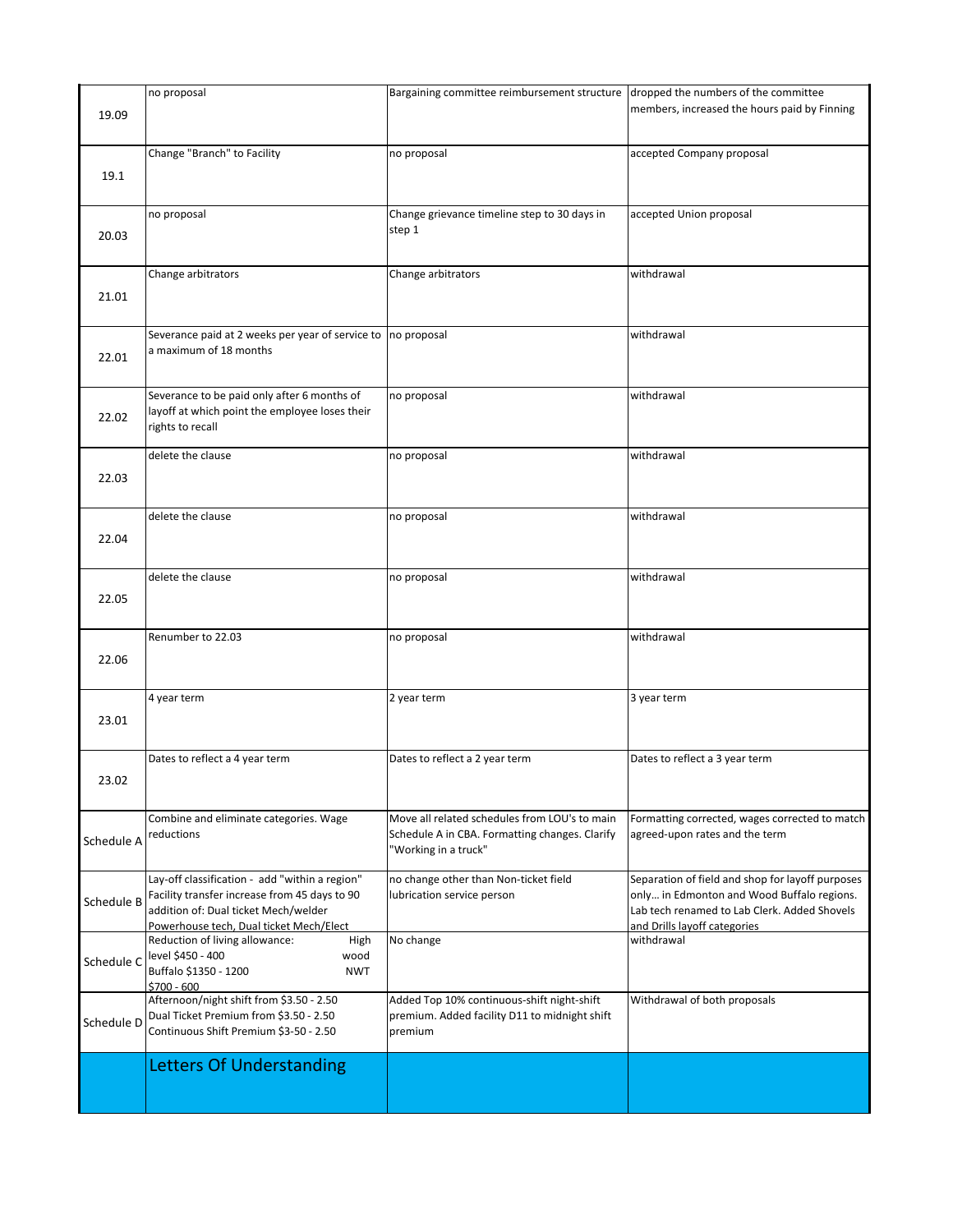| | | | |
|---|---|---|---|
| 19.09 | no proposal | Bargaining committee reimbursement structure | dropped the numbers of the committee members, increased the hours paid by Finning |
| 19.1 | Change "Branch" to Facility | no proposal | accepted Company proposal |
| 20.03 | no proposal | Change grievance timeline step to 30 days in step 1 | accepted Union proposal |
| 21.01 | Change arbitrators | Change arbitrators | withdrawal |
| 22.01 | Severance paid at 2 weeks per year of service to a maximum of 18 months | no proposal | withdrawal |
| 22.02 | Severance to be paid only after 6 months of layoff at which point the employee loses their rights to recall | no proposal | withdrawal |
| 22.03 | delete the clause | no proposal | withdrawal |
| 22.04 | delete the clause | no proposal | withdrawal |
| 22.05 | delete the clause | no proposal | withdrawal |
| 22.06 | Renumber to 22.03 | no proposal | withdrawal |
| 23.01 | 4 year term | 2 year term | 3 year term |
| 23.02 | Dates to reflect a 4 year term | Dates to reflect a 2 year term | Dates to reflect a 3 year term |
| Schedule A | Combine and eliminate categories. Wage reductions | Move all related schedules from LOU's to main Schedule A in CBA. Formatting changes. Clarify "Working in a truck" | Formatting corrected, wages corrected to match agreed-upon rates and the term |
| Schedule B | Lay-off classification - add "within a region" Facility transfer increase from 45 days to 90 addition of: Dual ticket Mech/welder Powerhouse tech, Dual ticket Mech/Elect | no change other than Non-ticket field lubrication service person | Separation of field and shop for layoff purposes only… in Edmonton and Wood Buffalo regions. Lab tech renamed to Lab Clerk. Added Shovels and Drills layoff categories |
| Schedule C | Reduction of living allowance: High level $450 - 400 wood Buffalo $1350 - 1200 NWT $700 - 600 | No change | withdrawal |
| Schedule D | Afternoon/night shift from $3.50 - 2.50 Dual Ticket Premium from $3.50 - 2.50 Continuous Shift Premium $3-50 - 2.50 | Added Top 10% continuous-shift night-shift premium. Added facility D11 to midnight shift premium | Withdrawal of both proposals |
| | **Letters Of Understanding** | | |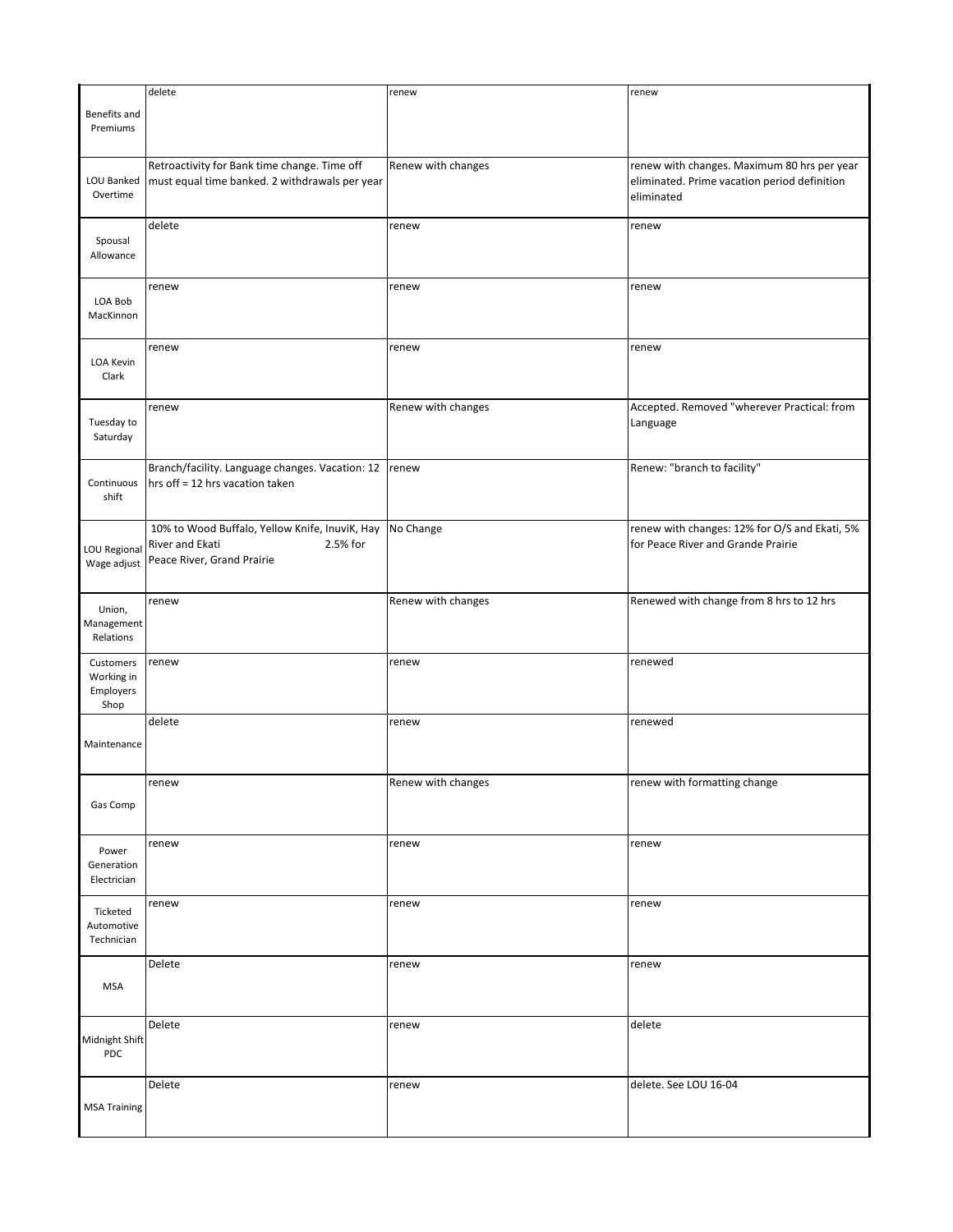| | | | |
|---|---|---|---|
| Benefits and Premiums | delete | renew | renew |
| LOU Banked Overtime | Retroactivity for Bank time change. Time off must equal time banked. 2 withdrawals per year | Renew with changes | renew with changes. Maximum 80 hrs per year eliminated. Prime vacation period definition eliminated |
| Spousal Allowance | delete | renew | renew |
| LOA Bob MacKinnon | renew | renew | renew |
| LOA Kevin Clark | renew | renew | renew |
| Tuesday to Saturday | renew | Renew with changes | Accepted. Removed "wherever Practical: from Language |
| Continuous shift | Branch/facility. Language changes. Vacation: 12 hrs off = 12 hrs vacation taken | renew | Renew: "branch to facility" |
| LOU Regional Wage adjust | 10% to Wood Buffalo, Yellow Knife, InuviK, Hay River and Ekati 2.5% for Peace River, Grand Prairie | No Change | renew with changes: 12% for O/S and Ekati, 5% for Peace River and Grande Prairie |
| Union, Management Relations | renew | Renew with changes | Renewed with change from 8 hrs to 12 hrs |
| Customers Working in Employers Shop | renew | renew | renewed |
| Maintenance | delete | renew | renewed |
| Gas Comp | renew | Renew with changes | renew with formatting change |
| Power Generation Electrician | renew | renew | renew |
| Ticketed Automotive Technician | renew | renew | renew |
| MSA | Delete | renew | renew |
| Midnight Shift PDC | Delete | renew | delete |
| MSA Training | Delete | renew | delete. See LOU 16-04 |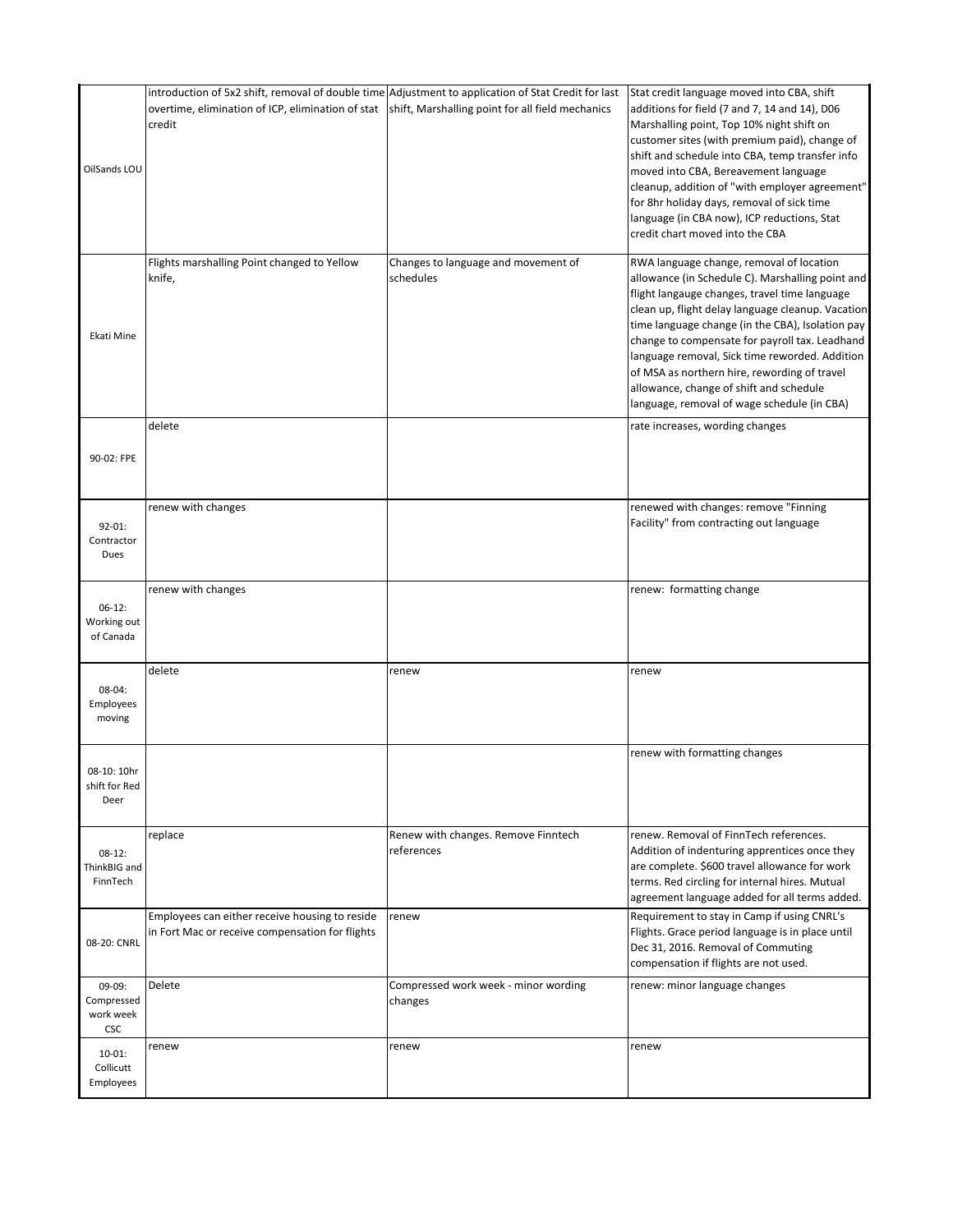| | | | |
|---|---|---|---|
| OilSands LOU | introduction of 5x2 shift, removal of double time overtime, elimination of ICP, elimination of stat credit | Adjustment to application of Stat Credit for last shift, Marshalling point for all field mechanics | Stat credit language moved into CBA, shift additions for field (7 and 7, 14 and 14), D06 Marshalling point, Top 10% night shift on customer sites (with premium paid), change of shift and schedule into CBA, temp transfer info moved into CBA, Bereavement language cleanup, addition of "with employer agreement" for 8hr holiday days, removal of sick time language (in CBA now), ICP reductions, Stat credit chart moved into the CBA |
| Ekati Mine | Flights marshalling Point changed to Yellow knife, | Changes to language and movement of schedules | RWA language change, removal of location allowance (in Schedule C). Marshalling point and flight langauge changes, travel time language clean up, flight delay language cleanup. Vacation time language change (in the CBA), Isolation pay change to compensate for payroll tax. Leadhand language removal, Sick time reworded. Addition of MSA as northern hire, rewording of travel allowance, change of shift and schedule language, removal of wage schedule (in CBA) |
| 90-02: FPE | delete | | rate increases, wording changes |
| 92-01: Contractor Dues | renew with changes | | renewed with changes: remove "Finning Facility" from contracting out language |
| 06-12: Working out of Canada | renew with changes | | renew: formatting change |
| 08-04: Employees moving | delete | renew | renew |
| 08-10: 10hr shift for Red Deer | | | renew with formatting changes |
| 08-12: ThinkBIG and FinnTech | replace | Renew with changes. Remove Finntech references | renew. Removal of FinnTech references. Addition of indenturing apprentices once they are complete. $600 travel allowance for work terms. Red circling for internal hires. Mutual agreement language added for all terms added. |
| 08-20: CNRL | Employees can either receive housing to reside in Fort Mac or receive compensation for flights | renew | Requirement to stay in Camp if using CNRL's Flights. Grace period language is in place until Dec 31, 2016. Removal of Commuting compensation if flights are not used. |
| 09-09: Compressed work week CSC | Delete | Compressed work week - minor wording changes | renew: minor language changes |
| 10-01: Collicutt Employees | renew | renew | renew |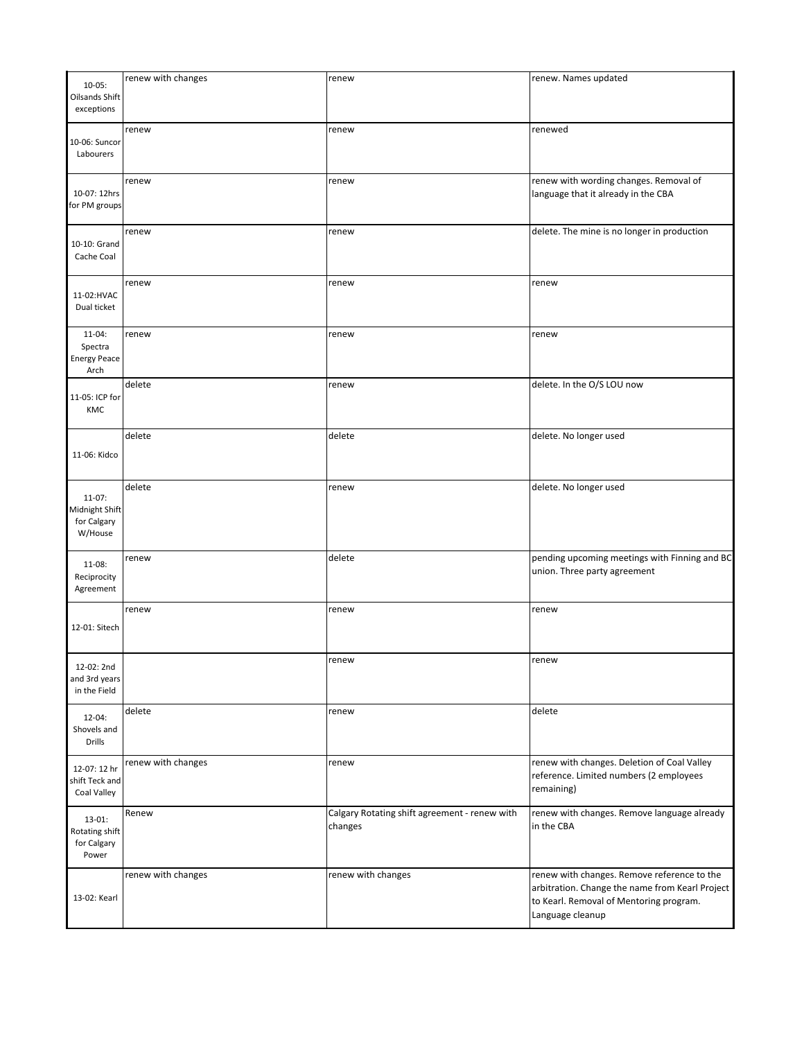| | | | |
|---|---|---|---|
| 10-05: Oilsands Shift exceptions | renew with changes | renew | renew. Names updated |
| 10-06: Suncor Labourers | renew | renew | renewed |
| 10-07: 12hrs for PM groups | renew | renew | renew with wording changes. Removal of language that it already in the CBA |
| 10-10: Grand Cache Coal | renew | renew | delete. The mine is no longer in production |
| 11-02:HVAC Dual ticket | renew | renew | renew |
| 11-04: Spectra Energy Peace Arch | renew | renew | renew |
| 11-05: ICP for KMC | delete | renew | delete. In the O/S LOU now |
| 11-06: Kidco | delete | delete | delete. No longer used |
| 11-07: Midnight Shift for Calgary W/House | delete | renew | delete. No longer used |
| 11-08: Reciprocity Agreement | renew | delete | pending upcoming meetings with Finning and BC union. Three party agreement |
| 12-01: Sitech | renew | renew | renew |
| 12-02: 2nd and 3rd years in the Field | | renew | renew |
| 12-04: Shovels and Drills | delete | renew | delete |
| 12-07: 12 hr shift Teck and Coal Valley | renew with changes | renew | renew with changes. Deletion of Coal Valley reference. Limited numbers (2 employees remaining) |
| 13-01: Rotating shift for Calgary Power | Renew | Calgary Rotating shift agreement - renew with changes | renew with changes. Remove language already in the CBA |
| 13-02: Kearl | renew with changes | renew with changes | renew with changes. Remove reference to the arbitration. Change the name from Kearl Project to Kearl. Removal of Mentoring program. Language cleanup |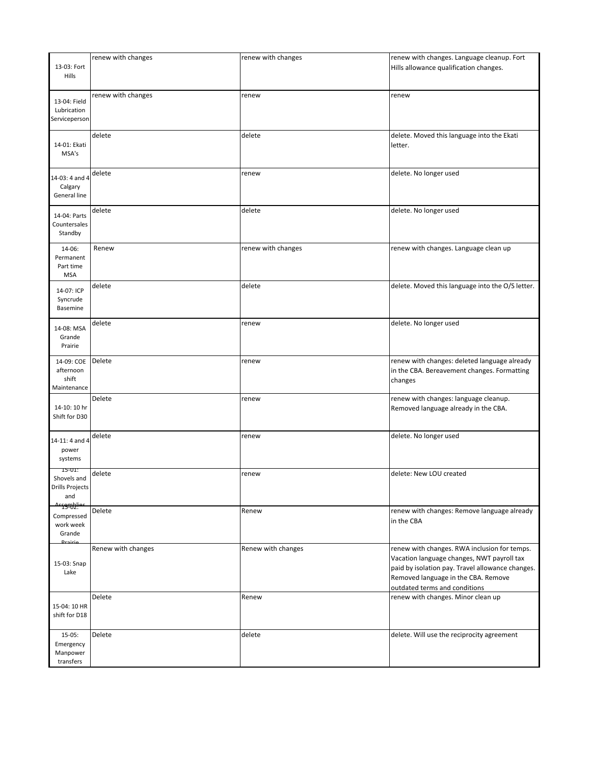| | | | |
|---|---|---|---|
| 13-03: Fort Hills | renew with changes | renew with changes | renew with changes. Language cleanup. Fort Hills allowance qualification changes. |
| 13-04: Field Lubrication Serviceperson | renew with changes | renew | renew |
| 14-01: Ekati MSA's | delete | delete | delete. Moved this language into the Ekati letter. |
| 14-03: 4 and 4 Calgary General line | delete | renew | delete. No longer used |
| 14-04: Parts Countersales Standby | delete | delete | delete. No longer used |
| 14-06: Permanent Part time MSA | Renew | renew with changes | renew with changes. Language clean up |
| 14-07: ICP Syncrude Basemine | delete | delete | delete. Moved this language into the O/S letter. |
| 14-08: MSA Grande Prairie | delete | renew | delete. No longer used |
| 14-09: COE afternoon shift Maintenance | Delete | renew | renew with changes: deleted language already in the CBA. Bereavement changes. Formatting changes |
| 14-10: 10 hr Shift for D30 | Delete | renew | renew with changes: language cleanup. Removed language already in the CBA. |
| 14-11: 4 and 4 power systems | delete | renew | delete. No longer used |
| 15-01: Shovels and Drills Projects and Assemblies | delete | renew | delete: New LOU created |
| 15-02: Compressed work week Grande Prairie | Delete | Renew | renew with changes: Remove language already in the CBA |
| 15-03: Snap Lake | Renew with changes | Renew with changes | renew with changes. RWA inclusion for temps. Vacation language changes, NWT payroll tax paid by isolation pay. Travel allowance changes. Removed language in the CBA. Remove outdated terms and conditions |
| 15-04: 10 HR shift for D18 | Delete | Renew | renew with changes. Minor clean up |
| 15-05: Emergency Manpower transfers | Delete | delete | delete. Will use the reciprocity agreement |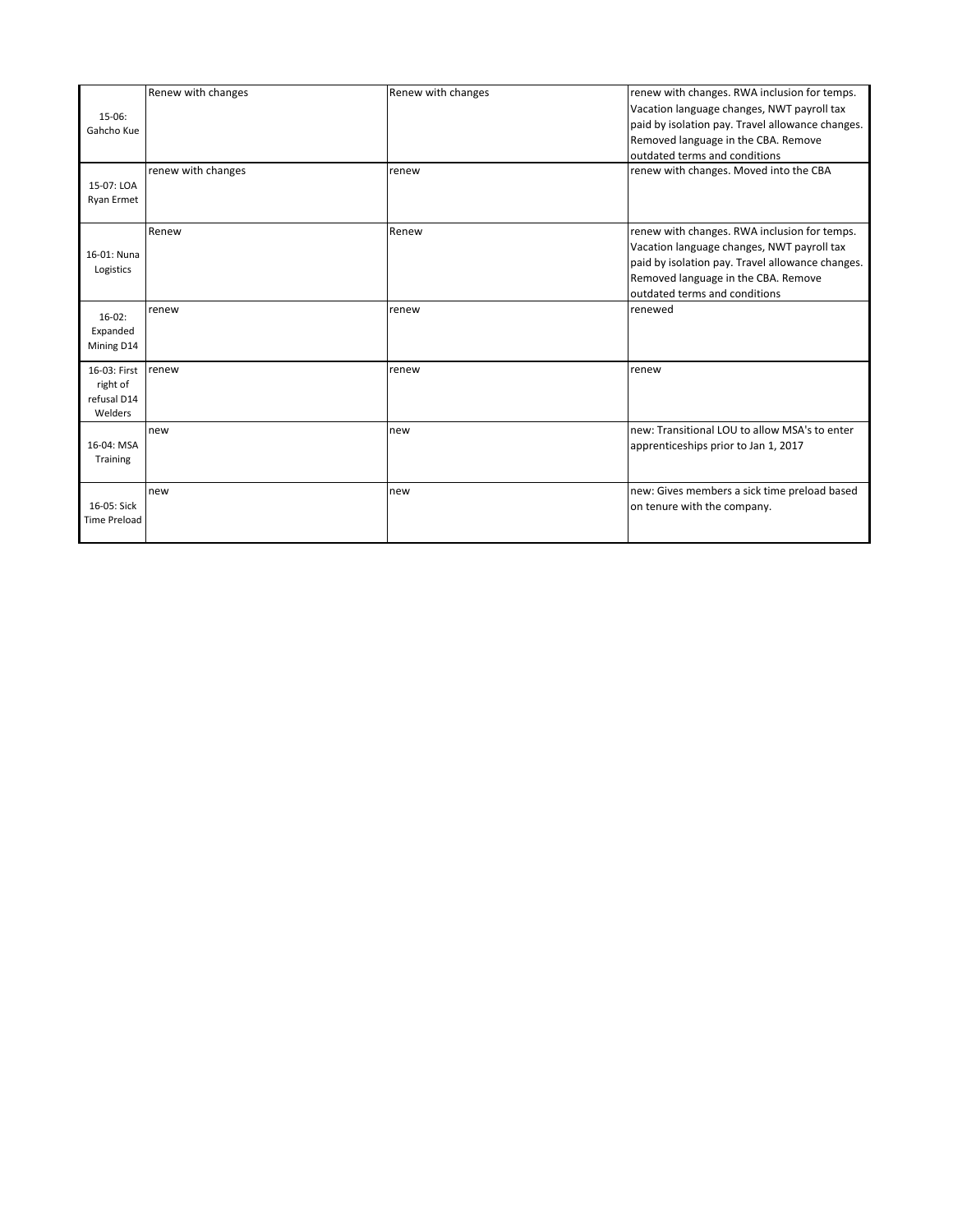| | | | |
|---|---|---|---|
| 15-06: Gahcho Kue | Renew with changes | Renew with changes | renew with changes. RWA inclusion for temps. Vacation language changes, NWT payroll tax paid by isolation pay. Travel allowance changes. Removed language in the CBA. Remove outdated terms and conditions |
| 15-07: LOA Ryan Ermet | renew with changes | renew | renew with changes. Moved into the CBA |
| 16-01: Nuna Logistics | Renew | Renew | renew with changes. RWA inclusion for temps. Vacation language changes, NWT payroll tax paid by isolation pay. Travel allowance changes. Removed language in the CBA. Remove outdated terms and conditions |
| 16-02: Expanded Mining D14 | renew | renew | renewed |
| 16-03: First right of refusal D14 Welders | renew | renew | renew |
| 16-04: MSA Training | new | new | new: Transitional LOU to allow MSA's to enter apprenticeships prior to Jan 1, 2017 |
| 16-05: Sick Time Preload | new | new | new: Gives members a sick time preload based on tenure with the company. |